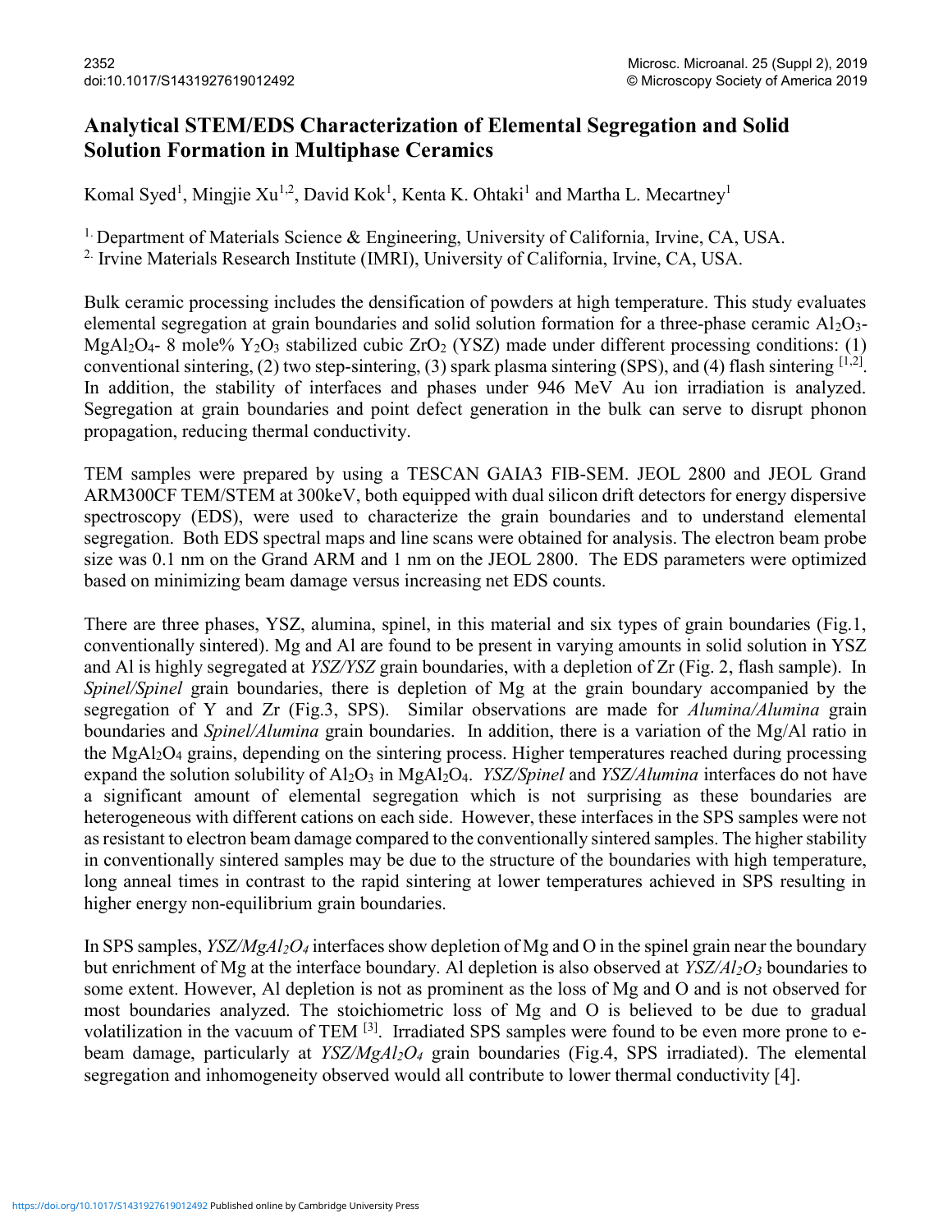# Analytical STEM/EDS Characterization of Elemental Segregation and Solid Solution Formation in Multiphase Ceramics

Komal Syed[1], Mingjie Xu[1,2], David Kok[1], Kenta K. Ohtaki[1] and Martha L. Mecartney[1]

[1.] Department of Materials Science & Engineering, University of California, Irvine, CA, USA.

[2.] Irvine Materials Research Institute (IMRI), University of California, Irvine, CA, USA.

Bulk ceramic processing includes the densification of powders at high temperature. This study evaluates elemental segregation at grain boundaries and solid solution formation for a three-phase ceramic $Al_2O_3$-$MgAl_2O_4$- 8 mole% $Y_2O_3$ stabilized cubic $ZrO_2$ (YSZ) made under different processing conditions: (1) conventional sintering, (2) two step-sintering, (3) spark plasma sintering (SPS), and (4) flash sintering [1,2]. In addition, the stability of interfaces and phases under 946 MeV Au ion irradiation is analyzed. Segregation at grain boundaries and point defect generation in the bulk can serve to disrupt phonon propagation, reducing thermal conductivity.

TEM samples were prepared by using a TESCAN GAIA3 FIB-SEM. JEOL 2800 and JEOL Grand ARM300CF TEM/STEM at 300keV, both equipped with dual silicon drift detectors for energy dispersive spectroscopy (EDS), were used to characterize the grain boundaries and to understand elemental segregation. Both EDS spectral maps and line scans were obtained for analysis. The electron beam probe size was 0.1 nm on the Grand ARM and 1 nm on the JEOL 2800. The EDS parameters were optimized based on minimizing beam damage versus increasing net EDS counts.

There are three phases, YSZ, alumina, spinel, in this material and six types of grain boundaries (Fig.1, conventionally sintered). Mg and Al are found to be present in varying amounts in solid solution in YSZ and Al is highly segregated at *YSZ/YSZ* grain boundaries, with a depletion of Zr (Fig. 2, flash sample). In *Spinel/Spinel* grain boundaries, there is depletion of Mg at the grain boundary accompanied by the segregation of Y and Zr (Fig.3, SPS). Similar observations are made for *Alumina/Alumina* grain boundaries and *Spinel/Alumina* grain boundaries. In addition, there is a variation of the Mg/Al ratio in the $MgAl_2O_4$ grains, depending on the sintering process. Higher temperatures reached during processing expand the solution solubility of $Al_2O_3$ in $MgAl_2O_4$. *YSZ/Spinel* and *YSZ/Alumina* interfaces do not have a significant amount of elemental segregation which is not surprising as these boundaries are heterogeneous with different cations on each side. However, these interfaces in the SPS samples were not as resistant to electron beam damage compared to the conventionally sintered samples. The higher stability in conventionally sintered samples may be due to the structure of the boundaries with high temperature, long anneal times in contrast to the rapid sintering at lower temperatures achieved in SPS resulting in higher energy non-equilibrium grain boundaries.

In SPS samples, *YSZ/*$MgAl_2O_4$ interfaces show depletion of Mg and O in the spinel grain near the boundary but enrichment of Mg at the interface boundary. Al depletion is also observed at *YSZ/*$Al_2O_3$ boundaries to some extent. However, Al depletion is not as prominent as the loss of Mg and O and is not observed for most boundaries analyzed. The stoichiometric loss of Mg and O is believed to be due to gradual volatilization in the vacuum of TEM [3]. Irradiated SPS samples were found to be even more prone to e-beam damage, particularly at *YSZ/*$MgAl_2O_4$ grain boundaries (Fig.4, SPS irradiated). The elemental segregation and inhomogeneity observed would all contribute to lower thermal conductivity [4].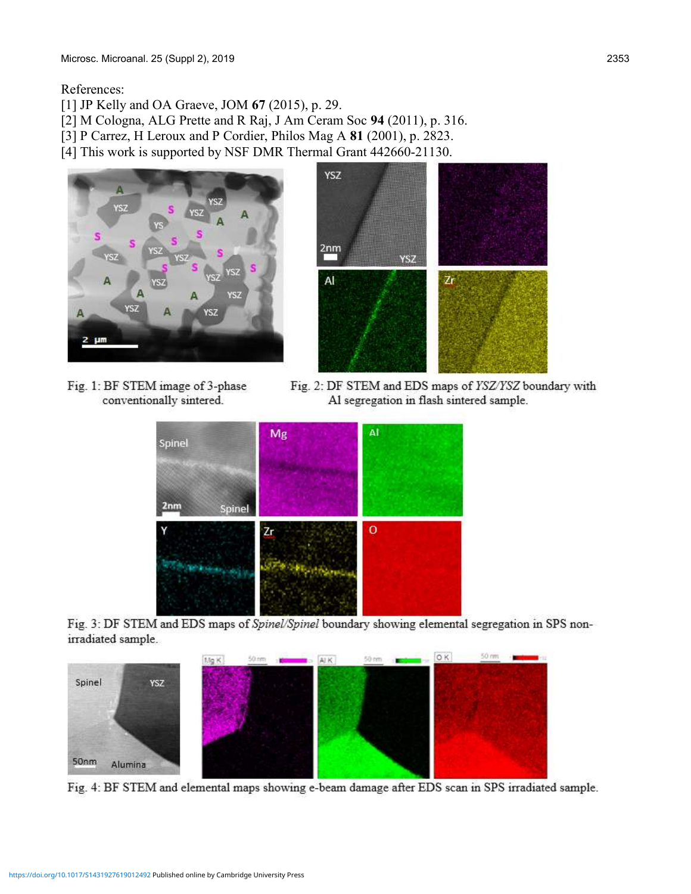References:

[1] JP Kelly and OA Graeve, JOM **67** (2015), p. 29.

[2] M Cologna, ALG Prette and R Raj, J Am Ceram Soc **94** (2011), p. 316.

[3] P Carrez, H Leroux and P Cordier, Philos Mag A **81** (2001), p. 2823.

[4] This work is supported by NSF DMR Thermal Grant 442660-21130.

Fig. 1: BF STEM image of 3-phase conventionally sintered.

Fig. 2: DF STEM and EDS maps of *YSZ/YSZ* boundary with Al segregation in flash sintered sample.

Fig. 3: DF STEM and EDS maps of *Spinel/Spinel* boundary showing elemental segregation in SPS non-irradiated sample.

Fig. 4: BF STEM and elemental maps showing e-beam damage after EDS scan in SPS irradiated sample.